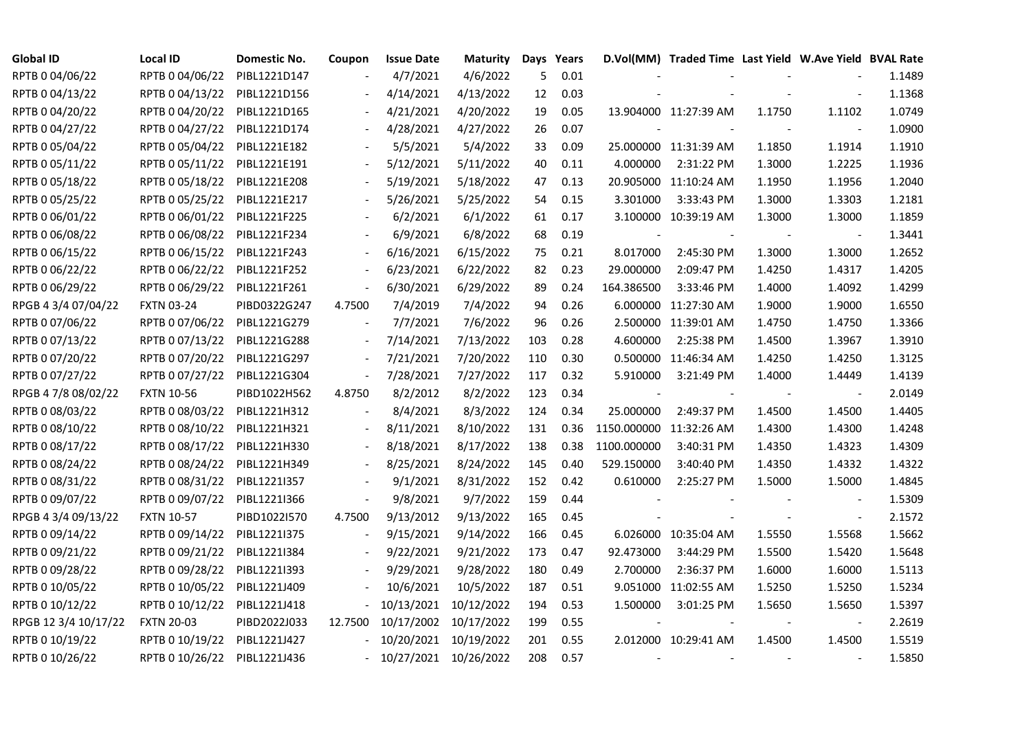| Global ID | Local ID | Domestic No. | Coupon | Issue Date | Maturity | Days | Years | D.Vol(MM) | Traded Time | Last Yield | W.Ave Yield | BVAL Rate |
|---|---|---|---|---|---|---|---|---|---|---|---|---|
| RPTB 0 04/06/22 | RPTB 0 04/06/22 | PIBL1221D147 | - | 4/7/2021 | 4/6/2022 | 5 | 0.01 | - | - | - | - | 1.1489 |
| RPTB 0 04/13/22 | RPTB 0 04/13/22 | PIBL1221D156 | - | 4/14/2021 | 4/13/2022 | 12 | 0.03 | - | - | - | - | 1.1368 |
| RPTB 0 04/20/22 | RPTB 0 04/20/22 | PIBL1221D165 | - | 4/21/2021 | 4/20/2022 | 19 | 0.05 | 13.904000 | 11:27:39 AM | 1.1750 | 1.1102 | 1.0749 |
| RPTB 0 04/27/22 | RPTB 0 04/27/22 | PIBL1221D174 | - | 4/28/2021 | 4/27/2022 | 26 | 0.07 | - | - | - | - | 1.0900 |
| RPTB 0 05/04/22 | RPTB 0 05/04/22 | PIBL1221E182 | - | 5/5/2021 | 5/4/2022 | 33 | 0.09 | 25.000000 | 11:31:39 AM | 1.1850 | 1.1914 | 1.1910 |
| RPTB 0 05/11/22 | RPTB 0 05/11/22 | PIBL1221E191 | - | 5/12/2021 | 5/11/2022 | 40 | 0.11 | 4.000000 | 2:31:22 PM | 1.3000 | 1.2225 | 1.1936 |
| RPTB 0 05/18/22 | RPTB 0 05/18/22 | PIBL1221E208 | - | 5/19/2021 | 5/18/2022 | 47 | 0.13 | 20.905000 | 11:10:24 AM | 1.1950 | 1.1956 | 1.2040 |
| RPTB 0 05/25/22 | RPTB 0 05/25/22 | PIBL1221E217 | - | 5/26/2021 | 5/25/2022 | 54 | 0.15 | 3.301000 | 3:33:43 PM | 1.3000 | 1.3303 | 1.2181 |
| RPTB 0 06/01/22 | RPTB 0 06/01/22 | PIBL1221F225 | - | 6/2/2021 | 6/1/2022 | 61 | 0.17 | 3.100000 | 10:39:19 AM | 1.3000 | 1.3000 | 1.1859 |
| RPTB 0 06/08/22 | RPTB 0 06/08/22 | PIBL1221F234 | - | 6/9/2021 | 6/8/2022 | 68 | 0.19 | - | - | - | - | 1.3441 |
| RPTB 0 06/15/22 | RPTB 0 06/15/22 | PIBL1221F243 | - | 6/16/2021 | 6/15/2022 | 75 | 0.21 | 8.017000 | 2:45:30 PM | 1.3000 | 1.3000 | 1.2652 |
| RPTB 0 06/22/22 | RPTB 0 06/22/22 | PIBL1221F252 | - | 6/23/2021 | 6/22/2022 | 82 | 0.23 | 29.000000 | 2:09:47 PM | 1.4250 | 1.4317 | 1.4205 |
| RPTB 0 06/29/22 | RPTB 0 06/29/22 | PIBL1221F261 | - | 6/30/2021 | 6/29/2022 | 89 | 0.24 | 164.386500 | 3:33:46 PM | 1.4000 | 1.4092 | 1.4299 |
| RPGB 4 3/4 07/04/22 | FXTN 03-24 | PIBD0322G247 | 4.7500 | 7/4/2019 | 7/4/2022 | 94 | 0.26 | 6.000000 | 11:27:30 AM | 1.9000 | 1.9000 | 1.6550 |
| RPTB 0 07/06/22 | RPTB 0 07/06/22 | PIBL1221G279 | - | 7/7/2021 | 7/6/2022 | 96 | 0.26 | 2.500000 | 11:39:01 AM | 1.4750 | 1.4750 | 1.3366 |
| RPTB 0 07/13/22 | RPTB 0 07/13/22 | PIBL1221G288 | - | 7/14/2021 | 7/13/2022 | 103 | 0.28 | 4.600000 | 2:25:38 PM | 1.4500 | 1.3967 | 1.3910 |
| RPTB 0 07/20/22 | RPTB 0 07/20/22 | PIBL1221G297 | - | 7/21/2021 | 7/20/2022 | 110 | 0.30 | 0.500000 | 11:46:34 AM | 1.4250 | 1.4250 | 1.3125 |
| RPTB 0 07/27/22 | RPTB 0 07/27/22 | PIBL1221G304 | - | 7/28/2021 | 7/27/2022 | 117 | 0.32 | 5.910000 | 3:21:49 PM | 1.4000 | 1.4449 | 1.4139 |
| RPGB 4 7/8 08/02/22 | FXTN 10-56 | PIBD1022H562 | 4.8750 | 8/2/2012 | 8/2/2022 | 123 | 0.34 | - | - | - | - | 2.0149 |
| RPTB 0 08/03/22 | RPTB 0 08/03/22 | PIBL1221H312 | - | 8/4/2021 | 8/3/2022 | 124 | 0.34 | 25.000000 | 2:49:37 PM | 1.4500 | 1.4500 | 1.4405 |
| RPTB 0 08/10/22 | RPTB 0 08/10/22 | PIBL1221H321 | - | 8/11/2021 | 8/10/2022 | 131 | 0.36 | 1150.000000 | 11:32:26 AM | 1.4300 | 1.4300 | 1.4248 |
| RPTB 0 08/17/22 | RPTB 0 08/17/22 | PIBL1221H330 | - | 8/18/2021 | 8/17/2022 | 138 | 0.38 | 1100.000000 | 3:40:31 PM | 1.4350 | 1.4323 | 1.4309 |
| RPTB 0 08/24/22 | RPTB 0 08/24/22 | PIBL1221H349 | - | 8/25/2021 | 8/24/2022 | 145 | 0.40 | 529.150000 | 3:40:40 PM | 1.4350 | 1.4332 | 1.4322 |
| RPTB 0 08/31/22 | RPTB 0 08/31/22 | PIBL1221I357 | - | 9/1/2021 | 8/31/2022 | 152 | 0.42 | 0.610000 | 2:25:27 PM | 1.5000 | 1.5000 | 1.4845 |
| RPTB 0 09/07/22 | RPTB 0 09/07/22 | PIBL1221I366 | - | 9/8/2021 | 9/7/2022 | 159 | 0.44 | - | - | - | - | 1.5309 |
| RPGB 4 3/4 09/13/22 | FXTN 10-57 | PIBD1022I570 | 4.7500 | 9/13/2012 | 9/13/2022 | 165 | 0.45 | - | - | - | - | 2.1572 |
| RPTB 0 09/14/22 | RPTB 0 09/14/22 | PIBL1221I375 | - | 9/15/2021 | 9/14/2022 | 166 | 0.45 | 6.026000 | 10:35:04 AM | 1.5550 | 1.5568 | 1.5662 |
| RPTB 0 09/21/22 | RPTB 0 09/21/22 | PIBL1221I384 | - | 9/22/2021 | 9/21/2022 | 173 | 0.47 | 92.473000 | 3:44:29 PM | 1.5500 | 1.5420 | 1.5648 |
| RPTB 0 09/28/22 | RPTB 0 09/28/22 | PIBL1221I393 | - | 9/29/2021 | 9/28/2022 | 180 | 0.49 | 2.700000 | 2:36:37 PM | 1.6000 | 1.6000 | 1.5113 |
| RPTB 0 10/05/22 | RPTB 0 10/05/22 | PIBL1221J409 | - | 10/6/2021 | 10/5/2022 | 187 | 0.51 | 9.051000 | 11:02:55 AM | 1.5250 | 1.5250 | 1.5234 |
| RPTB 0 10/12/22 | RPTB 0 10/12/22 | PIBL1221J418 | - | 10/13/2021 | 10/12/2022 | 194 | 0.53 | 1.500000 | 3:01:25 PM | 1.5650 | 1.5650 | 1.5397 |
| RPGB 12 3/4 10/17/22 | FXTN 20-03 | PIBD2022J033 | 12.7500 | 10/17/2002 | 10/17/2022 | 199 | 0.55 | - | - | - | - | 2.2619 |
| RPTB 0 10/19/22 | RPTB 0 10/19/22 | PIBL1221J427 | - | 10/20/2021 | 10/19/2022 | 201 | 0.55 | 2.012000 | 10:29:41 AM | 1.4500 | 1.4500 | 1.5519 |
| RPTB 0 10/26/22 | RPTB 0 10/26/22 | PIBL1221J436 | - | 10/27/2021 | 10/26/2022 | 208 | 0.57 | - | - | - | - | 1.5850 |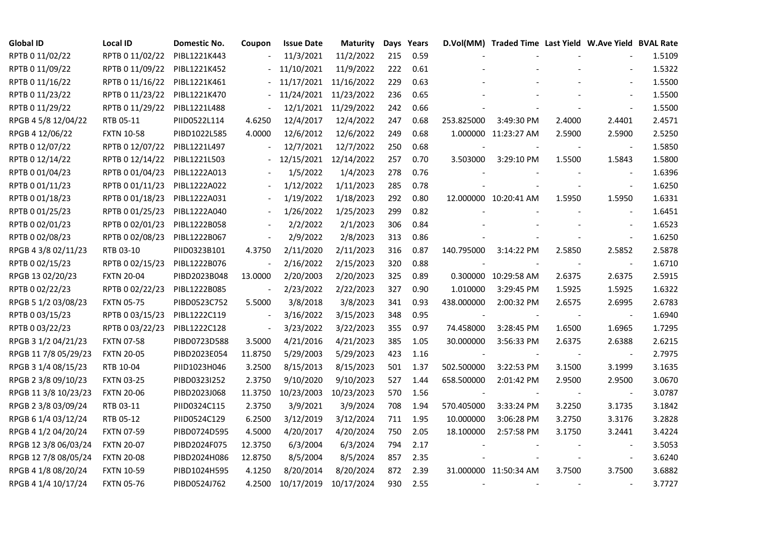| Global ID | Local ID | Domestic No. | Coupon | Issue Date | Maturity | Days | Years | D.Vol(MM) | Traded Time | Last Yield | W.Ave Yield | BVAL Rate |
|---|---|---|---|---|---|---|---|---|---|---|---|---|
| RPTB 0 11/02/22 | RPTB 0 11/02/22 | PIBL1221K443 | - | 11/3/2021 | 11/2/2022 | 215 | 0.59 | - | - | - | - | 1.5109 |
| RPTB 0 11/09/22 | RPTB 0 11/09/22 | PIBL1221K452 | - | 11/10/2021 | 11/9/2022 | 222 | 0.61 | - | - | - | - | 1.5322 |
| RPTB 0 11/16/22 | RPTB 0 11/16/22 | PIBL1221K461 | - | 11/17/2021 | 11/16/2022 | 229 | 0.63 | - | - | - | - | 1.5500 |
| RPTB 0 11/23/22 | RPTB 0 11/23/22 | PIBL1221K470 | - | 11/24/2021 | 11/23/2022 | 236 | 0.65 | - | - | - | - | 1.5500 |
| RPTB 0 11/29/22 | RPTB 0 11/29/22 | PIBL1221L488 | - | 12/1/2021 | 11/29/2022 | 242 | 0.66 | - | - | - | - | 1.5500 |
| RPGB 4 5/8 12/04/22 | RTB 05-11 | PIID0522L114 | 4.6250 | 12/4/2017 | 12/4/2022 | 247 | 0.68 | 253.825000 | 3:49:30 PM | 2.4000 | 2.4401 | 2.4571 |
| RPGB 4 12/06/22 | FXTN 10-58 | PIBD1022L585 | 4.0000 | 12/6/2012 | 12/6/2022 | 249 | 0.68 | 1.000000 | 11:23:27 AM | 2.5900 | 2.5900 | 2.5250 |
| RPTB 0 12/07/22 | RPTB 0 12/07/22 | PIBL1221L497 | - | 12/7/2021 | 12/7/2022 | 250 | 0.68 | - | - | - | - | 1.5850 |
| RPTB 0 12/14/22 | RPTB 0 12/14/22 | PIBL1221L503 | - | 12/15/2021 | 12/14/2022 | 257 | 0.70 | 3.503000 | 3:29:10 PM | 1.5500 | 1.5843 | 1.5800 |
| RPTB 0 01/04/23 | RPTB 0 01/04/23 | PIBL1222A013 | - | 1/5/2022 | 1/4/2023 | 278 | 0.76 | - | - | - | - | 1.6396 |
| RPTB 0 01/11/23 | RPTB 0 01/11/23 | PIBL1222A022 | - | 1/12/2022 | 1/11/2023 | 285 | 0.78 | - | - | - | - | 1.6250 |
| RPTB 0 01/18/23 | RPTB 0 01/18/23 | PIBL1222A031 | - | 1/19/2022 | 1/18/2023 | 292 | 0.80 | 12.000000 | 10:20:41 AM | 1.5950 | 1.5950 | 1.6331 |
| RPTB 0 01/25/23 | RPTB 0 01/25/23 | PIBL1222A040 | - | 1/26/2022 | 1/25/2023 | 299 | 0.82 | - | - | - | - | 1.6451 |
| RPTB 0 02/01/23 | RPTB 0 02/01/23 | PIBL1222B058 | - | 2/2/2022 | 2/1/2023 | 306 | 0.84 | - | - | - | - | 1.6523 |
| RPTB 0 02/08/23 | RPTB 0 02/08/23 | PIBL1222B067 | - | 2/9/2022 | 2/8/2023 | 313 | 0.86 | - | - | - | - | 1.6250 |
| RPGB 4 3/8 02/11/23 | RTB 03-10 | PIID0323B101 | 4.3750 | 2/11/2020 | 2/11/2023 | 316 | 0.87 | 140.795000 | 3:14:22 PM | 2.5850 | 2.5852 | 2.5878 |
| RPTB 0 02/15/23 | RPTB 0 02/15/23 | PIBL1222B076 | - | 2/16/2022 | 2/15/2023 | 320 | 0.88 | - | - | - | - | 1.6710 |
| RPGB 13 02/20/23 | FXTN 20-04 | PIBD2023B048 | 13.0000 | 2/20/2003 | 2/20/2023 | 325 | 0.89 | 0.300000 | 10:29:58 AM | 2.6375 | 2.6375 | 2.5915 |
| RPTB 0 02/22/23 | RPTB 0 02/22/23 | PIBL1222B085 | - | 2/23/2022 | 2/22/2023 | 327 | 0.90 | 1.010000 | 3:29:45 PM | 1.5925 | 1.5925 | 1.6322 |
| RPGB 5 1/2 03/08/23 | FXTN 05-75 | PIBD0523C752 | 5.5000 | 3/8/2018 | 3/8/2023 | 341 | 0.93 | 438.000000 | 2:00:32 PM | 2.6575 | 2.6995 | 2.6783 |
| RPTB 0 03/15/23 | RPTB 0 03/15/23 | PIBL1222C119 | - | 3/16/2022 | 3/15/2023 | 348 | 0.95 | - | - | - | - | 1.6940 |
| RPTB 0 03/22/23 | RPTB 0 03/22/23 | PIBL1222C128 | - | 3/23/2022 | 3/22/2023 | 355 | 0.97 | 74.458000 | 3:28:45 PM | 1.6500 | 1.6965 | 1.7295 |
| RPGB 3 1/2 04/21/23 | FXTN 07-58 | PIBD0723D588 | 3.5000 | 4/21/2016 | 4/21/2023 | 385 | 1.05 | 30.000000 | 3:56:33 PM | 2.6375 | 2.6388 | 2.6215 |
| RPGB 11 7/8 05/29/23 | FXTN 20-05 | PIBD2023E054 | 11.8750 | 5/29/2003 | 5/29/2023 | 423 | 1.16 | - | - | - | - | 2.7975 |
| RPGB 3 1/4 08/15/23 | RTB 10-04 | PIID1023H046 | 3.2500 | 8/15/2013 | 8/15/2023 | 501 | 1.37 | 502.500000 | 3:22:53 PM | 3.1500 | 3.1999 | 3.1635 |
| RPGB 2 3/8 09/10/23 | FXTN 03-25 | PIBD0323I252 | 2.3750 | 9/10/2020 | 9/10/2023 | 527 | 1.44 | 658.500000 | 2:01:42 PM | 2.9500 | 2.9500 | 3.0670 |
| RPGB 11 3/8 10/23/23 | FXTN 20-06 | PIBD2023J068 | 11.3750 | 10/23/2003 | 10/23/2023 | 570 | 1.56 | - | - | - | - | 3.0787 |
| RPGB 2 3/8 03/09/24 | RTB 03-11 | PIID0324C115 | 2.3750 | 3/9/2021 | 3/9/2024 | 708 | 1.94 | 570.405000 | 3:33:24 PM | 3.2250 | 3.1735 | 3.1842 |
| RPGB 6 1/4 03/12/24 | RTB 05-12 | PIID0524C129 | 6.2500 | 3/12/2019 | 3/12/2024 | 711 | 1.95 | 10.000000 | 3:06:28 PM | 3.2750 | 3.3176 | 3.2828 |
| RPGB 4 1/2 04/20/24 | FXTN 07-59 | PIBD0724D595 | 4.5000 | 4/20/2017 | 4/20/2024 | 750 | 2.05 | 18.100000 | 2:57:58 PM | 3.1750 | 3.2441 | 3.4224 |
| RPGB 12 3/8 06/03/24 | FXTN 20-07 | PIBD2024F075 | 12.3750 | 6/3/2004 | 6/3/2024 | 794 | 2.17 | - | - | - | - | 3.5053 |
| RPGB 12 7/8 08/05/24 | FXTN 20-08 | PIBD2024H086 | 12.8750 | 8/5/2004 | 8/5/2024 | 857 | 2.35 | - | - | - | - | 3.6240 |
| RPGB 4 1/8 08/20/24 | FXTN 10-59 | PIBD1024H595 | 4.1250 | 8/20/2014 | 8/20/2024 | 872 | 2.39 | 31.000000 | 11:50:34 AM | 3.7500 | 3.7500 | 3.6882 |
| RPGB 4 1/4 10/17/24 | FXTN 05-76 | PIBD0524J762 | 4.2500 | 10/17/2019 | 10/17/2024 | 930 | 2.55 | - | - | - | - | 3.7727 |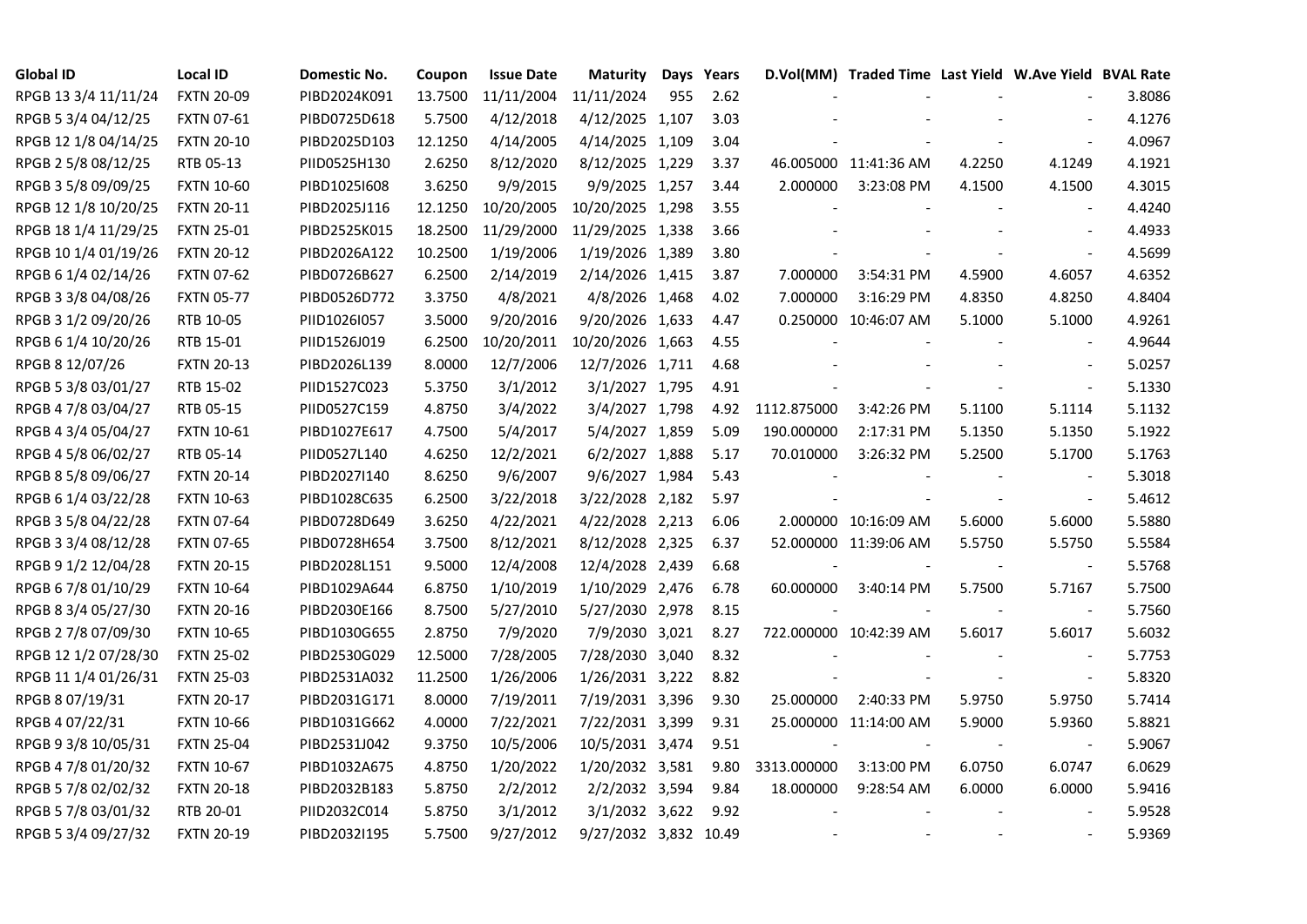| Global ID | Local ID | Domestic No. | Coupon | Issue Date | Maturity | Days | Years | D.Vol(MM) | Traded Time | Last Yield | W.Ave Yield | BVAL Rate |
|---|---|---|---|---|---|---|---|---|---|---|---|---|
| RPGB 13 3/4 11/11/24 | FXTN 20-09 | PIBD2024K091 | 13.7500 | 11/11/2004 | 11/11/2024 | 955 | 2.62 | - | - | - | - | 3.8086 |
| RPGB 5 3/4 04/12/25 | FXTN 07-61 | PIBD0725D618 | 5.7500 | 4/12/2018 | 4/12/2025 | 1,107 | 3.03 | - | - | - | - | 4.1276 |
| RPGB 12 1/8 04/14/25 | FXTN 20-10 | PIBD2025D103 | 12.1250 | 4/14/2005 | 4/14/2025 | 1,109 | 3.04 | - | - | - | - | 4.0967 |
| RPGB 2 5/8 08/12/25 | RTB 05-13 | PIID0525H130 | 2.6250 | 8/12/2020 | 8/12/2025 | 1,229 | 3.37 | 46.005000 | 11:41:36 AM | 4.2250 | 4.1249 | 4.1921 |
| RPGB 3 5/8 09/09/25 | FXTN 10-60 | PIBD1025I608 | 3.6250 | 9/9/2015 | 9/9/2025 | 1,257 | 3.44 | 2.000000 | 3:23:08 PM | 4.1500 | 4.1500 | 4.3015 |
| RPGB 12 1/8 10/20/25 | FXTN 20-11 | PIBD2025J116 | 12.1250 | 10/20/2005 | 10/20/2025 | 1,298 | 3.55 | - | - | - | - | 4.4240 |
| RPGB 18 1/4 11/29/25 | FXTN 25-01 | PIBD2525K015 | 18.2500 | 11/29/2000 | 11/29/2025 | 1,338 | 3.66 | - | - | - | - | 4.4933 |
| RPGB 10 1/4 01/19/26 | FXTN 20-12 | PIBD2026A122 | 10.2500 | 1/19/2006 | 1/19/2026 | 1,389 | 3.80 | - | - | - | - | 4.5699 |
| RPGB 6 1/4 02/14/26 | FXTN 07-62 | PIBD0726B627 | 6.2500 | 2/14/2019 | 2/14/2026 | 1,415 | 3.87 | 7.000000 | 3:54:31 PM | 4.5900 | 4.6057 | 4.6352 |
| RPGB 3 3/8 04/08/26 | FXTN 05-77 | PIBD0526D772 | 3.3750 | 4/8/2021 | 4/8/2026 | 1,468 | 4.02 | 7.000000 | 3:16:29 PM | 4.8350 | 4.8250 | 4.8404 |
| RPGB 3 1/2 09/20/26 | RTB 10-05 | PIID1026I057 | 3.5000 | 9/20/2016 | 9/20/2026 | 1,633 | 4.47 | 0.250000 | 10:46:07 AM | 5.1000 | 5.1000 | 4.9261 |
| RPGB 6 1/4 10/20/26 | RTB 15-01 | PIID1526J019 | 6.2500 | 10/20/2011 | 10/20/2026 | 1,663 | 4.55 | - | - | - | - | 4.9644 |
| RPGB 8 12/07/26 | FXTN 20-13 | PIBD2026L139 | 8.0000 | 12/7/2006 | 12/7/2026 | 1,711 | 4.68 | - | - | - | - | 5.0257 |
| RPGB 5 3/8 03/01/27 | RTB 15-02 | PIID1527C023 | 5.3750 | 3/1/2012 | 3/1/2027 | 1,795 | 4.91 | - | - | - | - | 5.1330 |
| RPGB 4 7/8 03/04/27 | RTB 05-15 | PIID0527C159 | 4.8750 | 3/4/2022 | 3/4/2027 | 1,798 | 4.92 | 1112.875000 | 3:42:26 PM | 5.1100 | 5.1114 | 5.1132 |
| RPGB 4 3/4 05/04/27 | FXTN 10-61 | PIBD1027E617 | 4.7500 | 5/4/2017 | 5/4/2027 | 1,859 | 5.09 | 190.000000 | 2:17:31 PM | 5.1350 | 5.1350 | 5.1922 |
| RPGB 4 5/8 06/02/27 | RTB 05-14 | PIID0527L140 | 4.6250 | 12/2/2021 | 6/2/2027 | 1,888 | 5.17 | 70.010000 | 3:26:32 PM | 5.2500 | 5.1700 | 5.1763 |
| RPGB 8 5/8 09/06/27 | FXTN 20-14 | PIBD2027I140 | 8.6250 | 9/6/2007 | 9/6/2027 | 1,984 | 5.43 | - | - | - | - | 5.3018 |
| RPGB 6 1/4 03/22/28 | FXTN 10-63 | PIBD1028C635 | 6.2500 | 3/22/2018 | 3/22/2028 | 2,182 | 5.97 | - | - | - | - | 5.4612 |
| RPGB 3 5/8 04/22/28 | FXTN 07-64 | PIBD0728D649 | 3.6250 | 4/22/2021 | 4/22/2028 | 2,213 | 6.06 | 2.000000 | 10:16:09 AM | 5.6000 | 5.6000 | 5.5880 |
| RPGB 3 3/4 08/12/28 | FXTN 07-65 | PIBD0728H654 | 3.7500 | 8/12/2021 | 8/12/2028 | 2,325 | 6.37 | 52.000000 | 11:39:06 AM | 5.5750 | 5.5750 | 5.5584 |
| RPGB 9 1/2 12/04/28 | FXTN 20-15 | PIBD2028L151 | 9.5000 | 12/4/2008 | 12/4/2028 | 2,439 | 6.68 | - | - | - | - | 5.5768 |
| RPGB 6 7/8 01/10/29 | FXTN 10-64 | PIBD1029A644 | 6.8750 | 1/10/2019 | 1/10/2029 | 2,476 | 6.78 | 60.000000 | 3:40:14 PM | 5.7500 | 5.7167 | 5.7500 |
| RPGB 8 3/4 05/27/30 | FXTN 20-16 | PIBD2030E166 | 8.7500 | 5/27/2010 | 5/27/2030 | 2,978 | 8.15 | - | - | - | - | 5.7560 |
| RPGB 2 7/8 07/09/30 | FXTN 10-65 | PIBD1030G655 | 2.8750 | 7/9/2020 | 7/9/2030 | 3,021 | 8.27 | 722.000000 | 10:42:39 AM | 5.6017 | 5.6017 | 5.6032 |
| RPGB 12 1/2 07/28/30 | FXTN 25-02 | PIBD2530G029 | 12.5000 | 7/28/2005 | 7/28/2030 | 3,040 | 8.32 | - | - | - | - | 5.7753 |
| RPGB 11 1/4 01/26/31 | FXTN 25-03 | PIBD2531A032 | 11.2500 | 1/26/2006 | 1/26/2031 | 3,222 | 8.82 | - | - | - | - | 5.8320 |
| RPGB 8 07/19/31 | FXTN 20-17 | PIBD2031G171 | 8.0000 | 7/19/2011 | 7/19/2031 | 3,396 | 9.30 | 25.000000 | 2:40:33 PM | 5.9750 | 5.9750 | 5.7414 |
| RPGB 4 07/22/31 | FXTN 10-66 | PIBD1031G662 | 4.0000 | 7/22/2021 | 7/22/2031 | 3,399 | 9.31 | 25.000000 | 11:14:00 AM | 5.9000 | 5.9360 | 5.8821 |
| RPGB 9 3/8 10/05/31 | FXTN 25-04 | PIBD2531J042 | 9.3750 | 10/5/2006 | 10/5/2031 | 3,474 | 9.51 | - | - | - | - | 5.9067 |
| RPGB 4 7/8 01/20/32 | FXTN 10-67 | PIBD1032A675 | 4.8750 | 1/20/2022 | 1/20/2032 | 3,581 | 9.80 | 3313.000000 | 3:13:00 PM | 6.0750 | 6.0747 | 6.0629 |
| RPGB 5 7/8 02/02/32 | FXTN 20-18 | PIBD2032B183 | 5.8750 | 2/2/2012 | 2/2/2032 | 3,594 | 9.84 | 18.000000 | 9:28:54 AM | 6.0000 | 6.0000 | 5.9416 |
| RPGB 5 7/8 03/01/32 | RTB 20-01 | PIID2032C014 | 5.8750 | 3/1/2012 | 3/1/2032 | 3,622 | 9.92 | - | - | - | - | 5.9528 |
| RPGB 5 3/4 09/27/32 | FXTN 20-19 | PIBD2032I195 | 5.7500 | 9/27/2012 | 9/27/2032 | 3,832 | 10.49 | - | - | - | - | 5.9369 |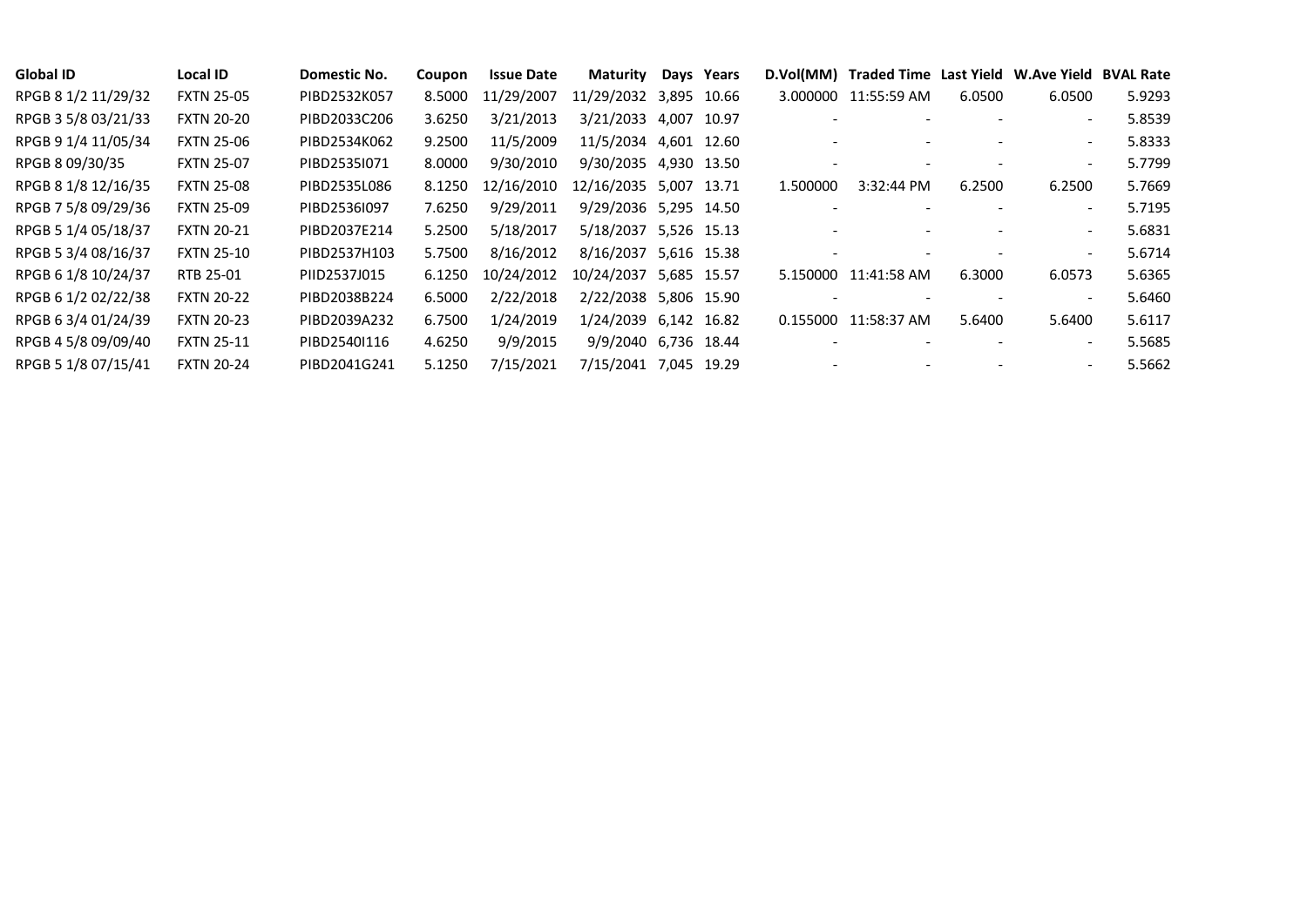| Global ID | Local ID | Domestic No. | Coupon | Issue Date | Maturity | Days | Years | D.Vol(MM) | Traded Time | Last Yield | W.Ave Yield | BVAL Rate |
|---|---|---|---|---|---|---|---|---|---|---|---|---|
| RPGB 8 1/2 11/29/32 | FXTN 25-05 | PIBD2532K057 | 8.5000 | 11/29/2007 | 11/29/2032 | 3,895 | 10.66 | 3.000000 | 11:55:59 AM | 6.0500 | 6.0500 | 5.9293 |
| RPGB 3 5/8 03/21/33 | FXTN 20-20 | PIBD2033C206 | 3.6250 | 3/21/2013 | 3/21/2033 | 4,007 | 10.97 | - | - | - | - | 5.8539 |
| RPGB 9 1/4 11/05/34 | FXTN 25-06 | PIBD2534K062 | 9.2500 | 11/5/2009 | 11/5/2034 | 4,601 | 12.60 | - | - | - | - | 5.8333 |
| RPGB 8 09/30/35 | FXTN 25-07 | PIBD2535I071 | 8.0000 | 9/30/2010 | 9/30/2035 | 4,930 | 13.50 | - | - | - | - | 5.7799 |
| RPGB 8 1/8 12/16/35 | FXTN 25-08 | PIBD2535L086 | 8.1250 | 12/16/2010 | 12/16/2035 | 5,007 | 13.71 | 1.500000 | 3:32:44 PM | 6.2500 | 6.2500 | 5.7669 |
| RPGB 7 5/8 09/29/36 | FXTN 25-09 | PIBD2536I097 | 7.6250 | 9/29/2011 | 9/29/2036 | 5,295 | 14.50 | - | - | - | - | 5.7195 |
| RPGB 5 1/4 05/18/37 | FXTN 20-21 | PIBD2037E214 | 5.2500 | 5/18/2017 | 5/18/2037 | 5,526 | 15.13 | - | - | - | - | 5.6831 |
| RPGB 5 3/4 08/16/37 | FXTN 25-10 | PIBD2537H103 | 5.7500 | 8/16/2012 | 8/16/2037 | 5,616 | 15.38 | - | - | - | - | 5.6714 |
| RPGB 6 1/8 10/24/37 | RTB 25-01 | PIID2537J015 | 6.1250 | 10/24/2012 | 10/24/2037 | 5,685 | 15.57 | 5.150000 | 11:41:58 AM | 6.3000 | 6.0573 | 5.6365 |
| RPGB 6 1/2 02/22/38 | FXTN 20-22 | PIBD2038B224 | 6.5000 | 2/22/2018 | 2/22/2038 | 5,806 | 15.90 | - | - | - | - | 5.6460 |
| RPGB 6 3/4 01/24/39 | FXTN 20-23 | PIBD2039A232 | 6.7500 | 1/24/2019 | 1/24/2039 | 6,142 | 16.82 | 0.155000 | 11:58:37 AM | 5.6400 | 5.6400 | 5.6117 |
| RPGB 4 5/8 09/09/40 | FXTN 25-11 | PIBD2540I116 | 4.6250 | 9/9/2015 | 9/9/2040 | 6,736 | 18.44 | - | - | - | - | 5.5685 |
| RPGB 5 1/8 07/15/41 | FXTN 20-24 | PIBD2041G241 | 5.1250 | 7/15/2021 | 7/15/2041 | 7,045 | 19.29 | - | - | - | - | 5.5662 |